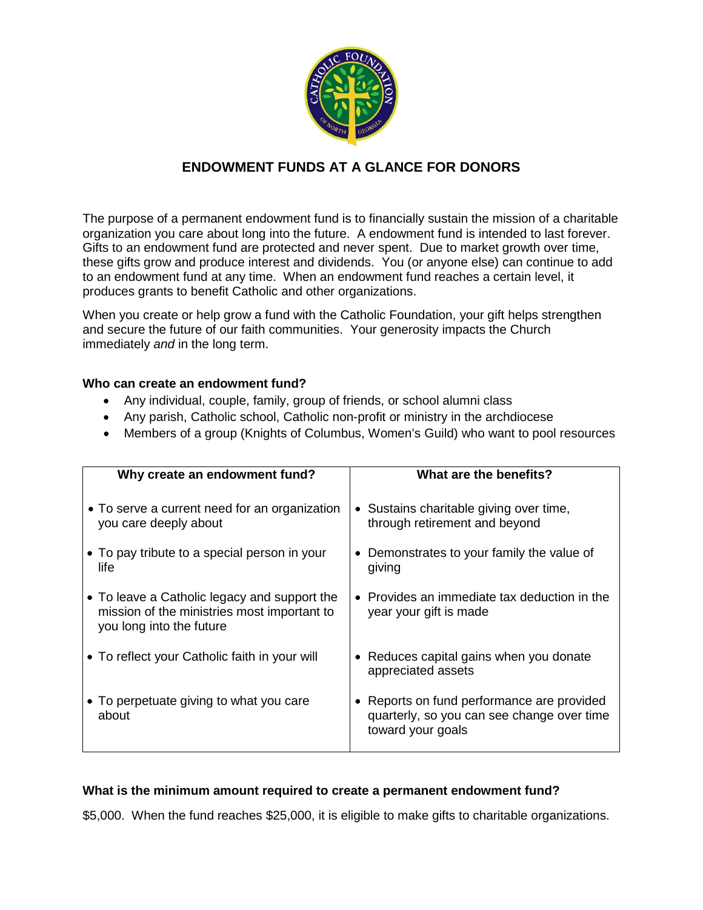# ENDOWMENT FUNDS AT A GLANCE FOR DONORS

The purpose of a permanent endowment fund is to financially sustain the mission of a charitable organization you care about long into the future. A endowment fund is intended to last forever. Gifts to an endowment fund are protected and never spent. Due to market growth over time, these gifts grow and produce interest and dividends. You (or anyone else) can continue to add to an endowment fund at any time. When an endowment fund reaches a certain level, it produces grants to benefit Catholic and other organizations.

When you create or help grow a fund with the Catholic Foundation, your gift helps strengthen and secure the future of our faith communities. Your generosity impacts the Church immediately *and* in the long term.

**Who can create an endowment fund?**

- Any individual, couple, family, group of friends, or school alumni class
- Any parish, Catholic school, Catholic non-profit or ministry in the archdiocese
- Members of a group (Knights of Columbus, Women's Guild) who want to pool resources

| Why create an endowment fund? | What are the benefits? |
|---|---|
| • To serve a current need for an organization you care deeply about | • Sustains charitable giving over time, through retirement and beyond |
| • To pay tribute to a special person in your life | • Demonstrates to your family the value of giving |
| • To leave a Catholic legacy and support the mission of the ministries most important to you long into the future | • Provides an immediate tax deduction in the year your gift is made |
| • To reflect your Catholic faith in your will | • Reduces capital gains when you donate appreciated assets |
| • To perpetuate giving to what you care about | • Reports on fund performance are provided quarterly, so you can see change over time toward your goals |

**What is the minimum amount required to create a permanent endowment fund?**

$5,000. When the fund reaches $25,000, it is eligible to make gifts to charitable organizations.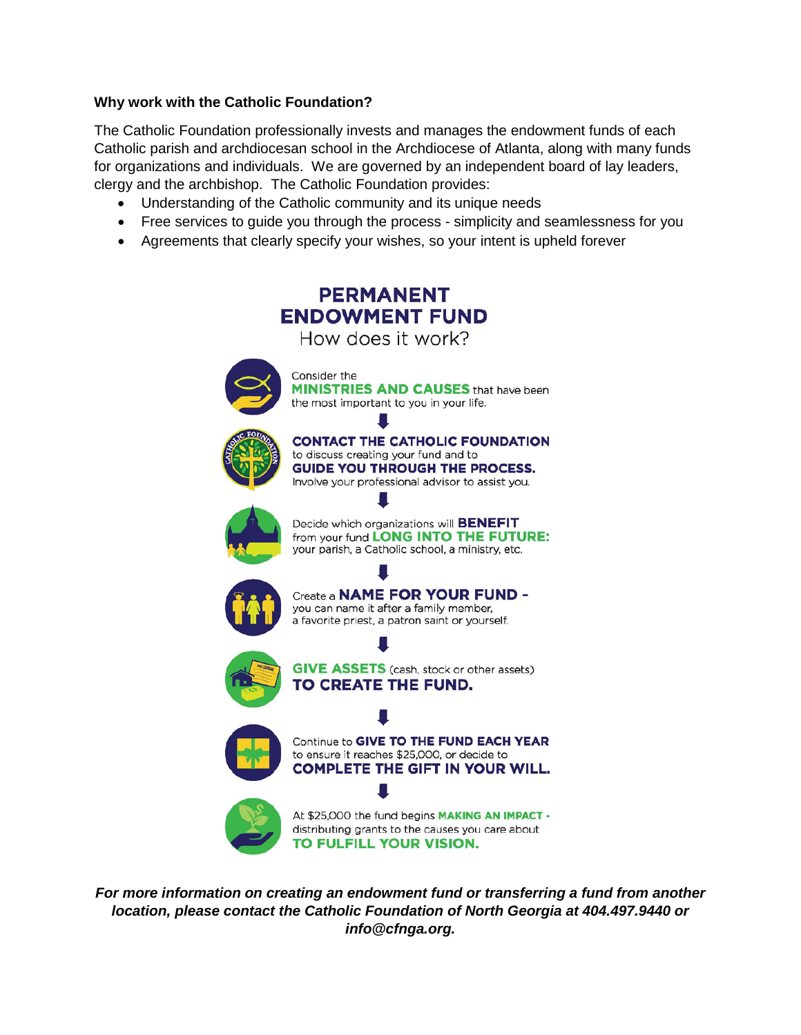**Why work with the Catholic Foundation?**

The Catholic Foundation professionally invests and manages the endowment funds of each Catholic parish and archdiocesan school in the Archdiocese of Atlanta, along with many funds for organizations and individuals. We are governed by an independent board of lay leaders, clergy and the archbishop. The Catholic Foundation provides:

- Understanding of the Catholic community and its unique needs
- Free services to guide you through the process - simplicity and seamlessness for you
- Agreements that clearly specify your wishes, so your intent is upheld forever

## PERMANENT ENDOWMENT FUND

How does it work?

Consider the **MINISTRIES AND CAUSES** that have been the most important to you in your life.

**CONTACT THE CATHOLIC FOUNDATION** to discuss creating your fund and to **GUIDE YOU THROUGH THE PROCESS.** Involve your professional advisor to assist you.

Decide which organizations will **BENEFIT** from your fund **LONG INTO THE FUTURE:** your parish, a Catholic school, a ministry, etc.

Create a **NAME FOR YOUR FUND -** you can name it after a family member, a favorite priest, a patron saint or yourself.

**GIVE ASSETS** (cash, stock or other assets) **TO CREATE THE FUND.**

Continue to **GIVE TO THE FUND EACH YEAR** to ensure it reaches $25,000, or decide to **COMPLETE THE GIFT IN YOUR WILL.**

At $25,000 the fund begins **MAKING AN IMPACT -** distributing grants to the causes you care about **TO FULFILL YOUR VISION.**

***For more information on creating an endowment fund or transferring a fund from another location, please contact the Catholic Foundation of North Georgia at 404.497.9440 or info@cfnga.org.***